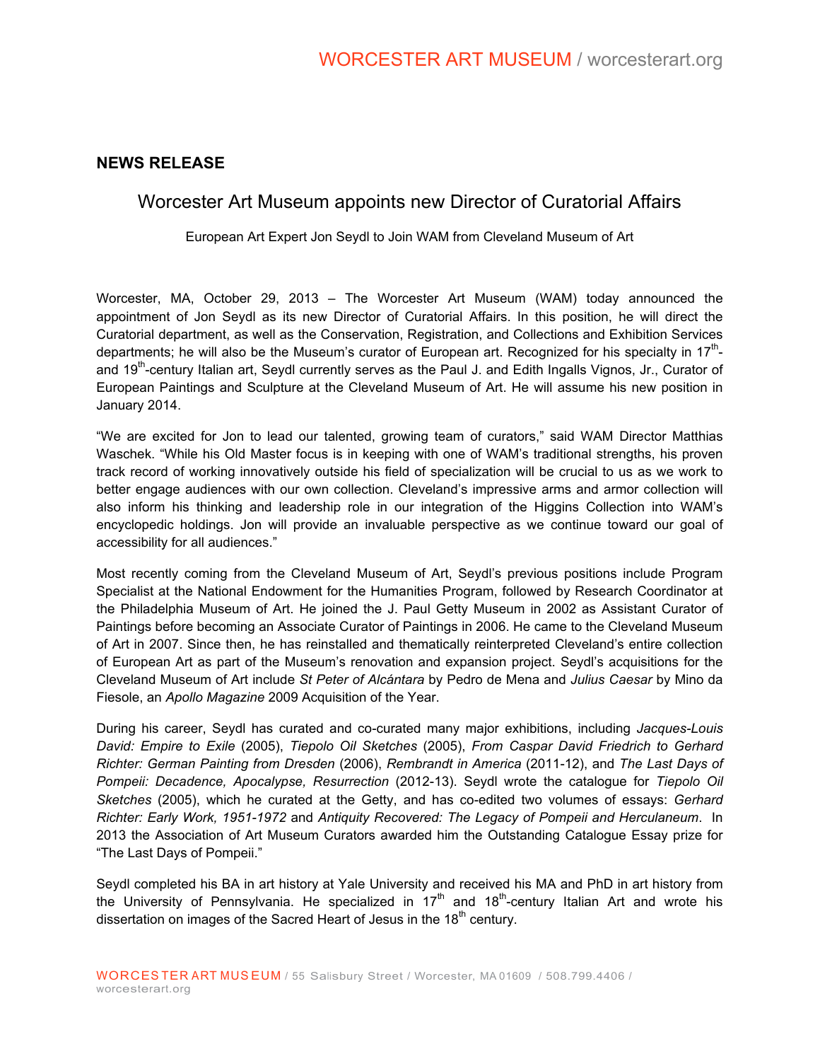## NEWS RELEASE

# Worcester Art Museum appoints new Director of Curatorial Affairs

European Art Expert Jon Seydl to Join WAM from Cleveland Museum of Art

Worcester, MA, October 29, 2013 – The Worcester Art Museum (WAM) today announced the appointment of Jon Seydl as its new Director of Curatorial Affairs. In this position, he will direct the Curatorial department, as well as the Conservation, Registration, and Collections and Exhibition Services departments; he will also be the Museum's curator of European art. Recognized for his specialty in 17th- and 19th-century Italian art, Seydl currently serves as the Paul J. and Edith Ingalls Vignos, Jr., Curator of European Paintings and Sculpture at the Cleveland Museum of Art. He will assume his new position in January 2014.

"We are excited for Jon to lead our talented, growing team of curators," said WAM Director Matthias Waschek. "While his Old Master focus is in keeping with one of WAM's traditional strengths, his proven track record of working innovatively outside his field of specialization will be crucial to us as we work to better engage audiences with our own collection. Cleveland's impressive arms and armor collection will also inform his thinking and leadership role in our integration of the Higgins Collection into WAM's encyclopedic holdings. Jon will provide an invaluable perspective as we continue toward our goal of accessibility for all audiences."

Most recently coming from the Cleveland Museum of Art, Seydl's previous positions include Program Specialist at the National Endowment for the Humanities Program, followed by Research Coordinator at the Philadelphia Museum of Art. He joined the J. Paul Getty Museum in 2002 as Assistant Curator of Paintings before becoming an Associate Curator of Paintings in 2006. He came to the Cleveland Museum of Art in 2007. Since then, he has reinstalled and thematically reinterpreted Cleveland's entire collection of European Art as part of the Museum's renovation and expansion project. Seydl's acquisitions for the Cleveland Museum of Art include *St Peter of Alcántara* by Pedro de Mena and *Julius Caesar* by Mino da Fiesole, an *Apollo Magazine* 2009 Acquisition of the Year.

During his career, Seydl has curated and co-curated many major exhibitions, including *Jacques-Louis David: Empire to Exile* (2005), *Tiepolo Oil Sketches* (2005), *From Caspar David Friedrich to Gerhard Richter: German Painting from Dresden* (2006), *Rembrandt in America* (2011-12), and *The Last Days of Pompeii: Decadence, Apocalypse, Resurrection* (2012-13). Seydl wrote the catalogue for *Tiepolo Oil Sketches* (2005), which he curated at the Getty, and has co-edited two volumes of essays: *Gerhard Richter: Early Work, 1951-1972* and *Antiquity Recovered: The Legacy of Pompeii and Herculaneum*. In 2013 the Association of Art Museum Curators awarded him the Outstanding Catalogue Essay prize for "The Last Days of Pompeii."

Seydl completed his BA in art history at Yale University and received his MA and PhD in art history from the University of Pennsylvania. He specialized in 17th and 18th-century Italian Art and wrote his dissertation on images of the Sacred Heart of Jesus in the 18th century.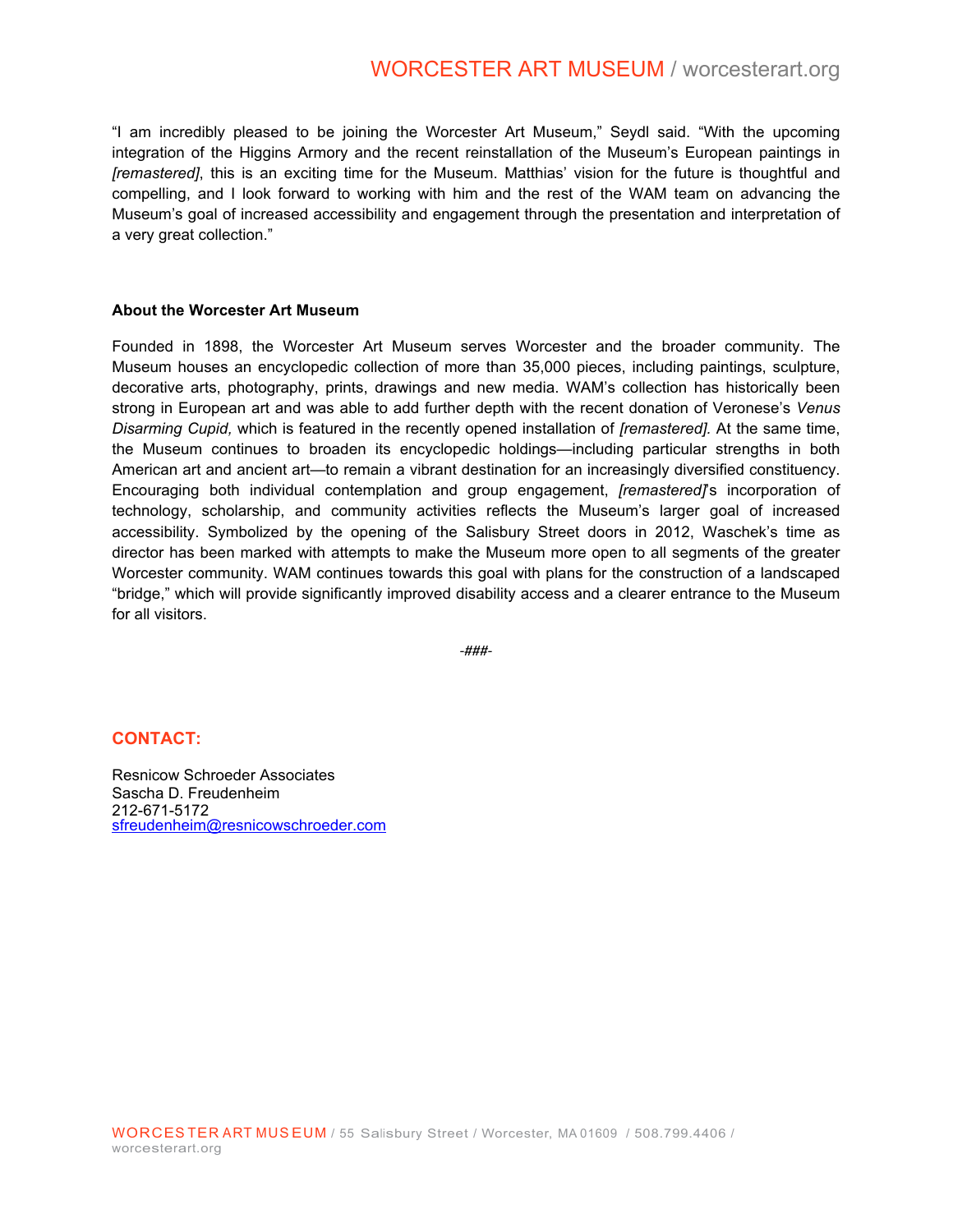“I am incredibly pleased to be joining the Worcester Art Museum,” Seydl said. “With the upcoming integration of the Higgins Armory and the recent reinstallation of the Museum’s European paintings in *[remastered]*, this is an exciting time for the Museum. Matthias’ vision for the future is thoughtful and compelling, and I look forward to working with him and the rest of the WAM team on advancing the Museum’s goal of increased accessibility and engagement through the presentation and interpretation of a very great collection.”

**About the Worcester Art Museum**

Founded in 1898, the Worcester Art Museum serves Worcester and the broader community. The Museum houses an encyclopedic collection of more than 35,000 pieces, including paintings, sculpture, decorative arts, photography, prints, drawings and new media. WAM’s collection has historically been strong in European art and was able to add further depth with the recent donation of Veronese’s *Venus Disarming Cupid,* which is featured in the recently opened installation of *[remastered].* At the same time, the Museum continues to broaden its encyclopedic holdings—including particular strengths in both American art and ancient art—to remain a vibrant destination for an increasingly diversified constituency. Encouraging both individual contemplation and group engagement, *[remastered]*’s incorporation of technology, scholarship, and community activities reflects the Museum’s larger goal of increased accessibility. Symbolized by the opening of the Salisbury Street doors in 2012, Waschek’s time as director has been marked with attempts to make the Museum more open to all segments of the greater Worcester community. WAM continues towards this goal with plans for the construction of a landscaped “bridge,” which will provide significantly improved disability access and a clearer entrance to the Museum for all visitors.

*-###-*

**CONTACT:**

Resnicow Schroeder Associates
Sascha D. Freudenheim
212-671-5172
sfreudenheim@resnicowschroeder.com